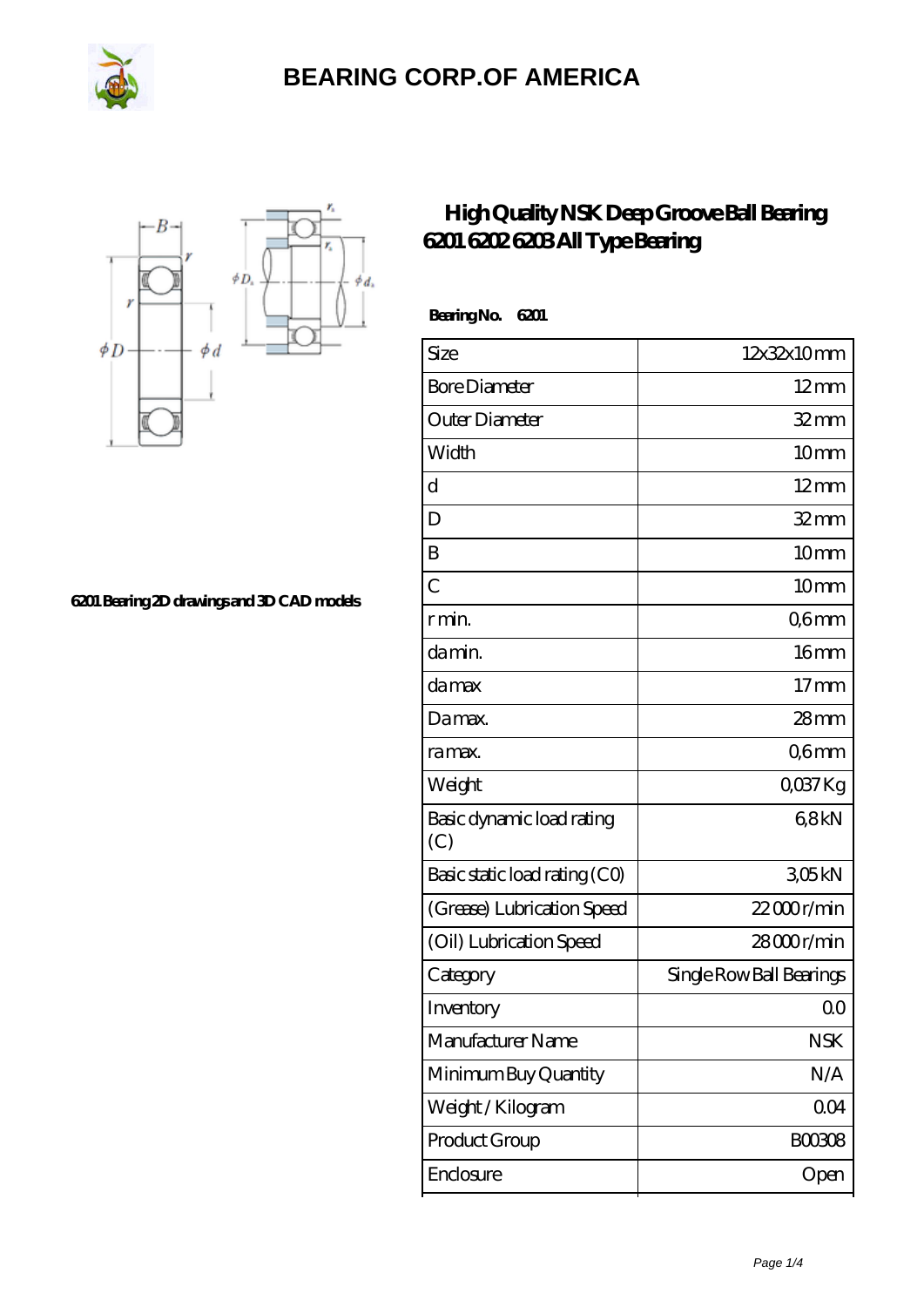# BEARING CORP.OF AMERICA

## High Quality NSK Deep Groove Ball Bearing 6201 6202 6203 All Type Bearing

6201 Bearing 2D drawings and 3D CAD models

**Bearing No. 6201**

| Size | 12x32x10 mm |
|---|---|
| Bore Diameter | 12 mm |
| Outer Diameter | 32 mm |
| Width | 10 mm |
| d | 12 mm |
| D | 32 mm |
| B | 10 mm |
| C | 10 mm |
| r min. | 0,6 mm |
| da min. | 16 mm |
| da max | 17 mm |
| Da max. | 28 mm |
| ra max. | 0,6 mm |
| Weight | 0,037 Kg |
| Basic dynamic load rating (C) | 6,8 kN |
| Basic static load rating (C0) | 3,05 kN |
| (Grease) Lubrication Speed | 22 000 r/min |
| (Oil) Lubrication Speed | 28 000 r/min |
| Category | Single Row Ball Bearings |
| Inventory | 0.0 |
| Manufacturer Name | NSK |
| Minimum Buy Quantity | N/A |
| Weight / Kilogram | 0.04 |
| Product Group | B00308 |
| Enclosure | Open |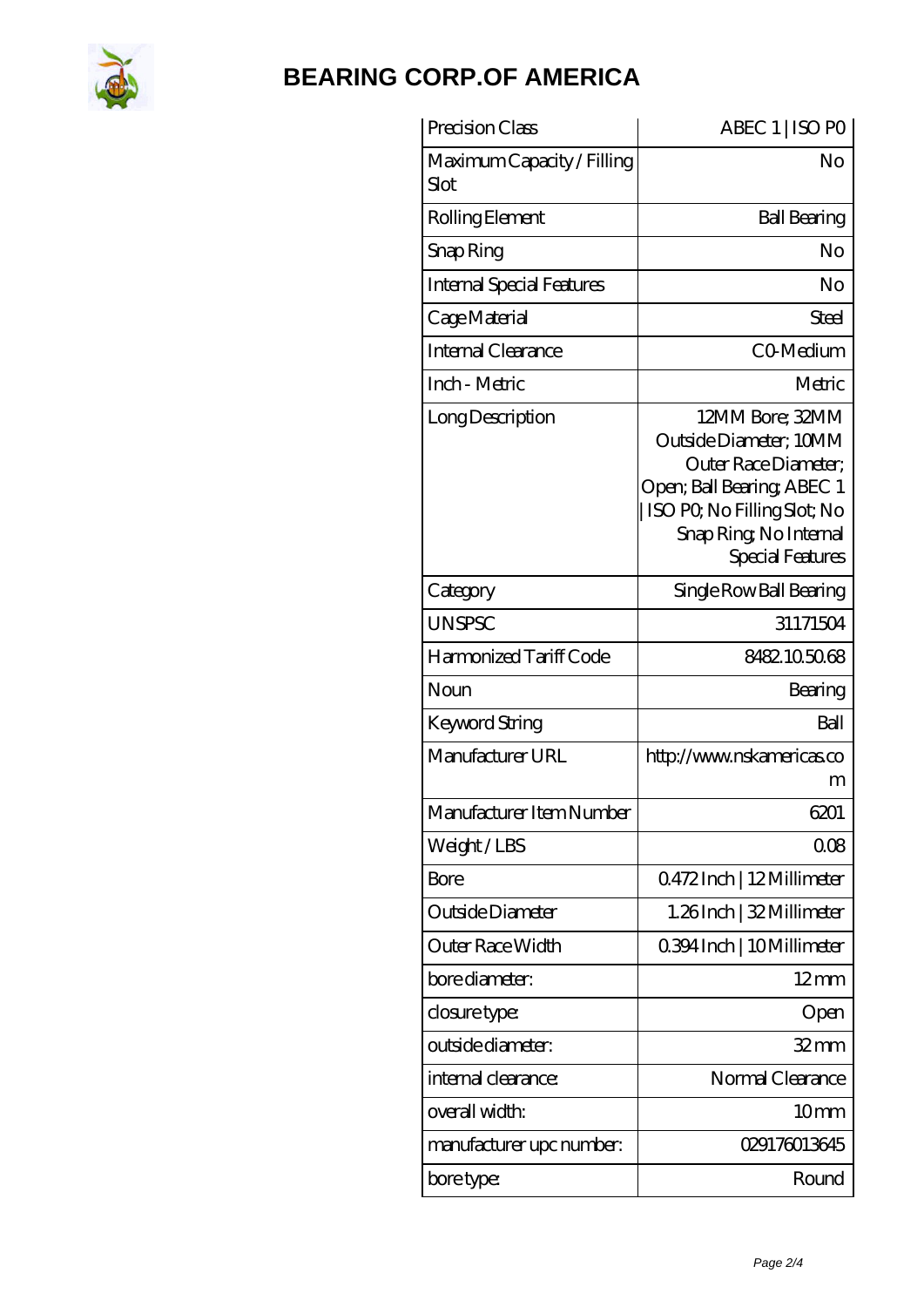# BEARING CORP.OF AMERICA

| Precision Class | ABEC 1 \| ISO P0 |
| --- | --- |
| Maximum Capacity / Filling Slot | No |
| Rolling Element | Ball Bearing |
| Snap Ring | No |
| Internal Special Features | No |
| Cage Material | Steel |
| Internal Clearance | C0-Medium |
| Inch - Metric | Metric |
| Long Description | 12MM Bore; 32MM Outside Diameter; 10MM Outer Race Diameter; Open; Ball Bearing; ABEC 1 \| ISO P0; No Filling Slot; No Snap Ring; No Internal Special Features |
| Category | Single Row Ball Bearing |
| UNSPSC | 31171504 |
| Harmonized Tariff Code | 8482.10.50.68 |
| Noun | Bearing |
| Keyword String | Ball |
| Manufacturer URL | http://www.nskamericas.com |
| Manufacturer Item Number | 6201 |
| Weight / LBS | 0.08 |
| Bore | 0.472 Inch \| 12 Millimeter |
| Outside Diameter | 1.26 Inch \| 32 Millimeter |
| Outer Race Width | 0.394 Inch \| 10 Millimeter |
| bore diameter: | 12 mm |
| closure type: | Open |
| outside diameter: | 32 mm |
| internal clearance: | Normal Clearance |
| overall width: | 10 mm |
| manufacturer upc number: | 029176013645 |
| bore type: | Round |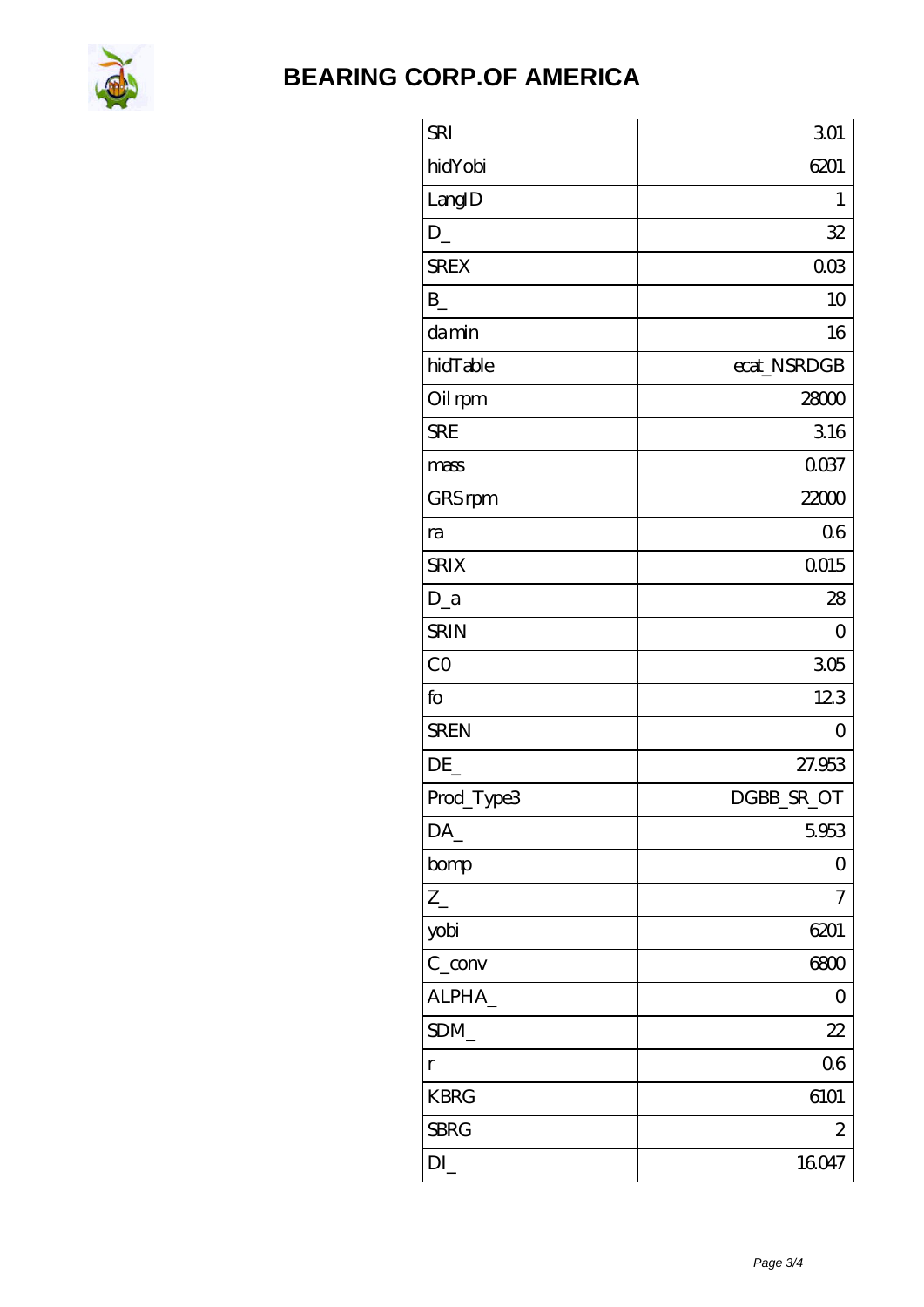# BEARING CORP.OF AMERICA

| | |
|---|---|
| SRI | 3.01 |
| hidYobi | 6201 |
| LangID | 1 |
| D_ | 32 |
| SREX | 0.03 |
| B_ | 10 |
| da min | 16 |
| hidTable | ecat_NSRDGB |
| Oil rpm | 28000 |
| SRE | 3.16 |
| mass | 0.037 |
| GRS rpm | 22000 |
| ra | 0.6 |
| SRIX | 0.015 |
| D_a | 28 |
| SRIN | 0 |
| C0 | 3.05 |
| fo | 12.3 |
| SREN | 0 |
| DE_ | 27.953 |
| Prod_Type3 | DGBB_SR_OT |
| DA_ | 5.953 |
| bomp | 0 |
| Z_ | 7 |
| yobi | 6201 |
| C_conv | 6800 |
| ALPHA_ | 0 |
| SDM_ | 22 |
| r | 0.6 |
| KBRG | 6101 |
| SBRG | 2 |
| DI_ | 16.047 |